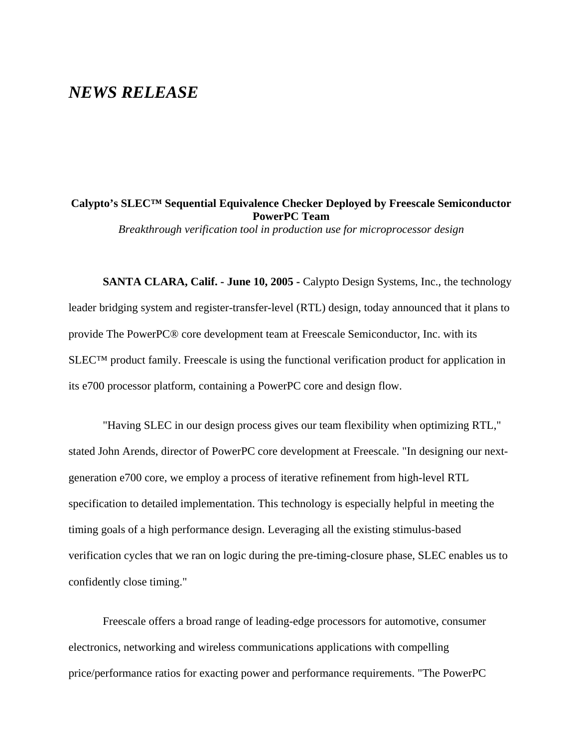# *NEWS RELEASE*

**Calypto's SLEC™ Sequential Equivalence Checker Deployed by Freescale Semiconductor PowerPC Team**

*Breakthrough verification tool in production use for microprocessor design*

**SANTA CLARA, Calif. - June 10, 2005 -** Calypto Design Systems, Inc., the technology leader bridging system and register-transfer-level (RTL) design, today announced that it plans to provide The PowerPC® core development team at Freescale Semiconductor, Inc. with its SLEC™ product family. Freescale is using the functional verification product for application in its e700 processor platform, containing a PowerPC core and design flow.

"Having SLEC in our design process gives our team flexibility when optimizing RTL," stated John Arends, director of PowerPC core development at Freescale. "In designing our next-generation e700 core, we employ a process of iterative refinement from high-level RTL specification to detailed implementation. This technology is especially helpful in meeting the timing goals of a high performance design. Leveraging all the existing stimulus-based verification cycles that we ran on logic during the pre-timing-closure phase, SLEC enables us to confidently close timing."

Freescale offers a broad range of leading-edge processors for automotive, consumer electronics, networking and wireless communications applications with compelling price/performance ratios for exacting power and performance requirements. "The PowerPC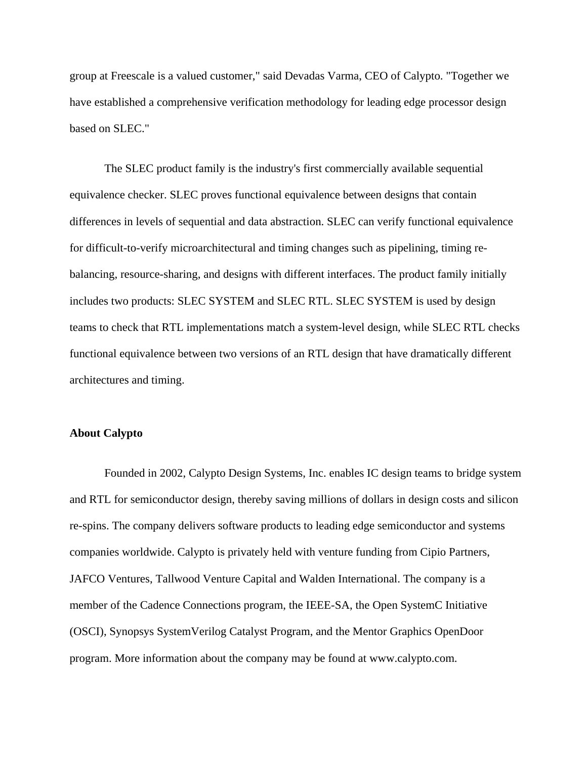group at Freescale is a valued customer," said Devadas Varma, CEO of Calypto. "Together we have established a comprehensive verification methodology for leading edge processor design based on SLEC."

The SLEC product family is the industry's first commercially available sequential equivalence checker. SLEC proves functional equivalence between designs that contain differences in levels of sequential and data abstraction. SLEC can verify functional equivalence for difficult-to-verify microarchitectural and timing changes such as pipelining, timing re-balancing, resource-sharing, and designs with different interfaces. The product family initially includes two products: SLEC SYSTEM and SLEC RTL. SLEC SYSTEM is used by design teams to check that RTL implementations match a system-level design, while SLEC RTL checks functional equivalence between two versions of an RTL design that have dramatically different architectures and timing.

**About Calypto**

Founded in 2002, Calypto Design Systems, Inc. enables IC design teams to bridge system and RTL for semiconductor design, thereby saving millions of dollars in design costs and silicon re-spins. The company delivers software products to leading edge semiconductor and systems companies worldwide. Calypto is privately held with venture funding from Cipio Partners, JAFCO Ventures, Tallwood Venture Capital and Walden International. The company is a member of the Cadence Connections program, the IEEE-SA, the Open SystemC Initiative (OSCI), Synopsys SystemVerilog Catalyst Program, and the Mentor Graphics OpenDoor program. More information about the company may be found at www.calypto.com.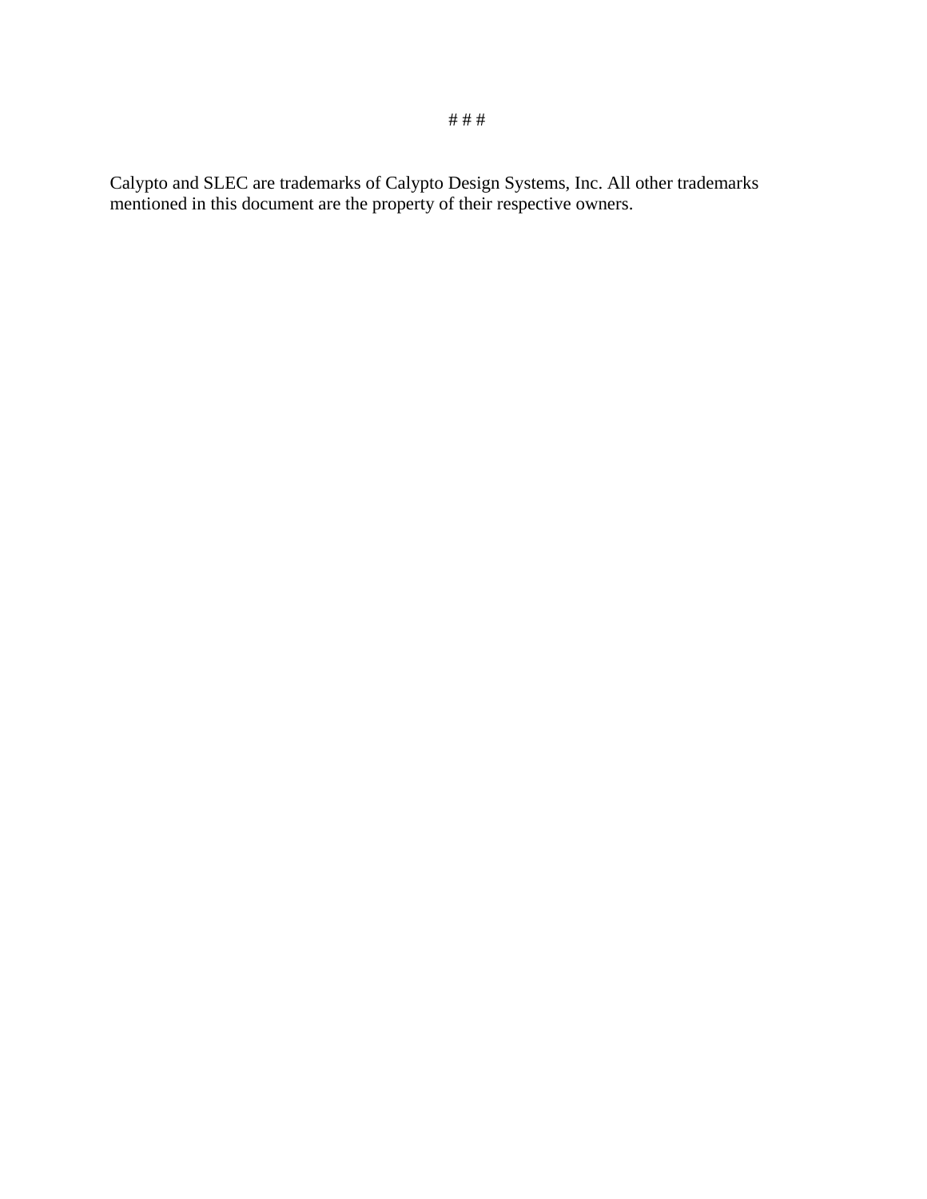# # #

Calypto and SLEC are trademarks of Calypto Design Systems, Inc. All other trademarks mentioned in this document are the property of their respective owners.